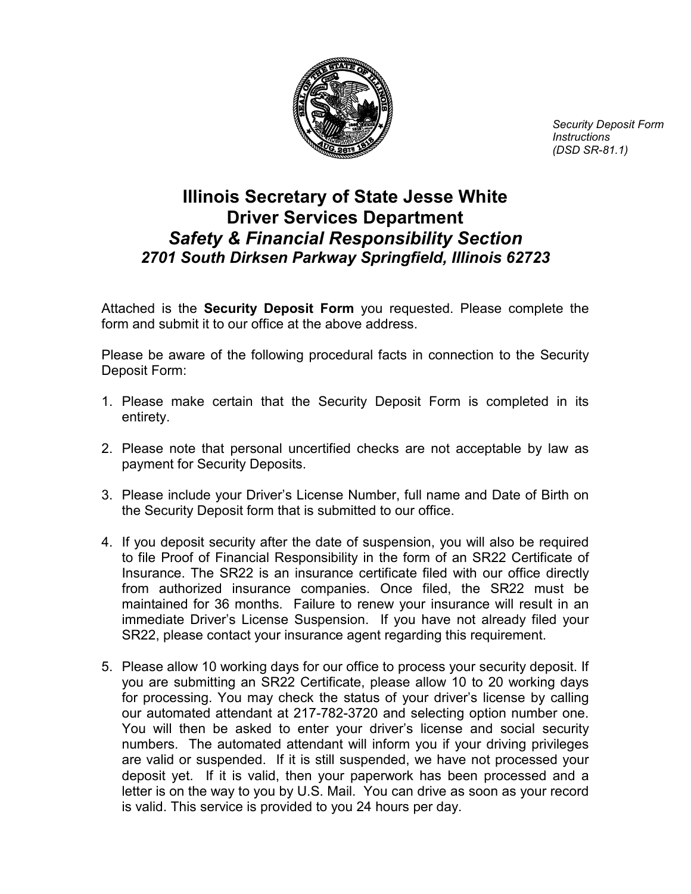*Security Deposit Form Instructions (DSD SR-81.1)*

# Illinois Secretary of State Jesse White
## Driver Services Department
### *Safety & Financial Responsibility Section*
### *2701 South Dirksen Parkway Springfield, Illinois 62723*

Attached is the **Security Deposit Form** you requested. Please complete the form and submit it to our office at the above address.

Please be aware of the following procedural facts in connection to the Security Deposit Form:

1. Please make certain that the Security Deposit Form is completed in its entirety.

2. Please note that personal uncertified checks are not acceptable by law as payment for Security Deposits.

3. Please include your Driver's License Number, full name and Date of Birth on the Security Deposit form that is submitted to our office.

4. If you deposit security after the date of suspension, you will also be required to file Proof of Financial Responsibility in the form of an SR22 Certificate of Insurance. The SR22 is an insurance certificate filed with our office directly from authorized insurance companies. Once filed, the SR22 must be maintained for 36 months. Failure to renew your insurance will result in an immediate Driver's License Suspension. If you have not already filed your SR22, please contact your insurance agent regarding this requirement.

5. Please allow 10 working days for our office to process your security deposit. If you are submitting an SR22 Certificate, please allow 10 to 20 working days for processing. You may check the status of your driver's license by calling our automated attendant at 217-782-3720 and selecting option number one. You will then be asked to enter your driver's license and social security numbers. The automated attendant will inform you if your driving privileges are valid or suspended. If it is still suspended, we have not processed your deposit yet. If it is valid, then your paperwork has been processed and a letter is on the way to you by U.S. Mail. You can drive as soon as your record is valid. This service is provided to you 24 hours per day.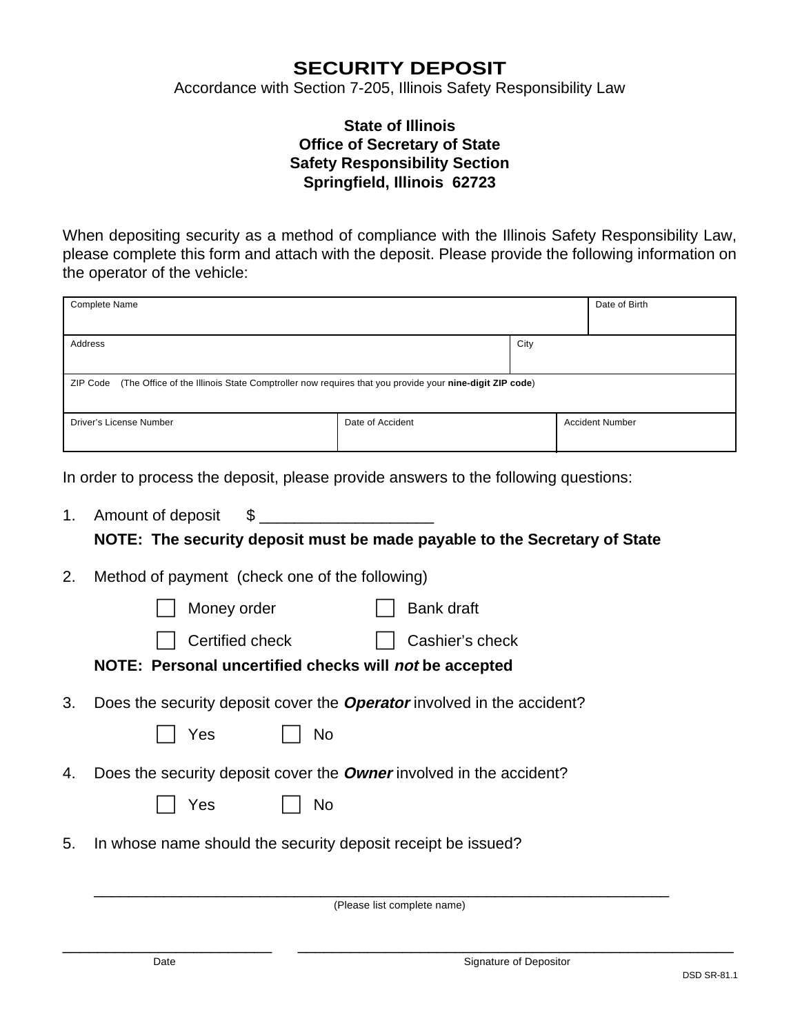# SECURITY DEPOSIT

Accordance with Section 7-205, Illinois Safety Responsibility Law

**State of Illinois**
**Office of Secretary of State**
**Safety Responsibility Section**
**Springfield, Illinois 62723**

When depositing security as a method of compliance with the Illinois Safety Responsibility Law, please complete this form and attach with the deposit. Please provide the following information on the operator of the vehicle:

| | | |
|---|---|---|
| Complete Name | | Date of Birth |
| Address | | City |
| ZIP Code (The Office of the Illinois State Comptroller now requires that you provide your **nine-digit ZIP code**) | | |
| Driver's License Number | Date of Accident | Accident Number |

In order to process the deposit, please provide answers to the following questions:

1. Amount of deposit $ ___________________

   **NOTE: The security deposit must be made payable to the Secretary of State**

2. Method of payment (check one of the following)

   ☐ Money order ☐ Bank draft

   ☐ Certified check ☐ Cashier's check

   **NOTE: Personal uncertified checks will *not* be accepted**

3. Does the security deposit cover the ***Operator*** involved in the accident?

   ☐ Yes ☐ No

4. Does the security deposit cover the ***Owner*** involved in the accident?

   ☐ Yes ☐ No

5. In whose name should the security deposit receipt be issued?

   ________________________________________________________________
   (Please list complete name)

___________________________ ________________________________________________
Date Signature of Depositor

DSD SR-81.1